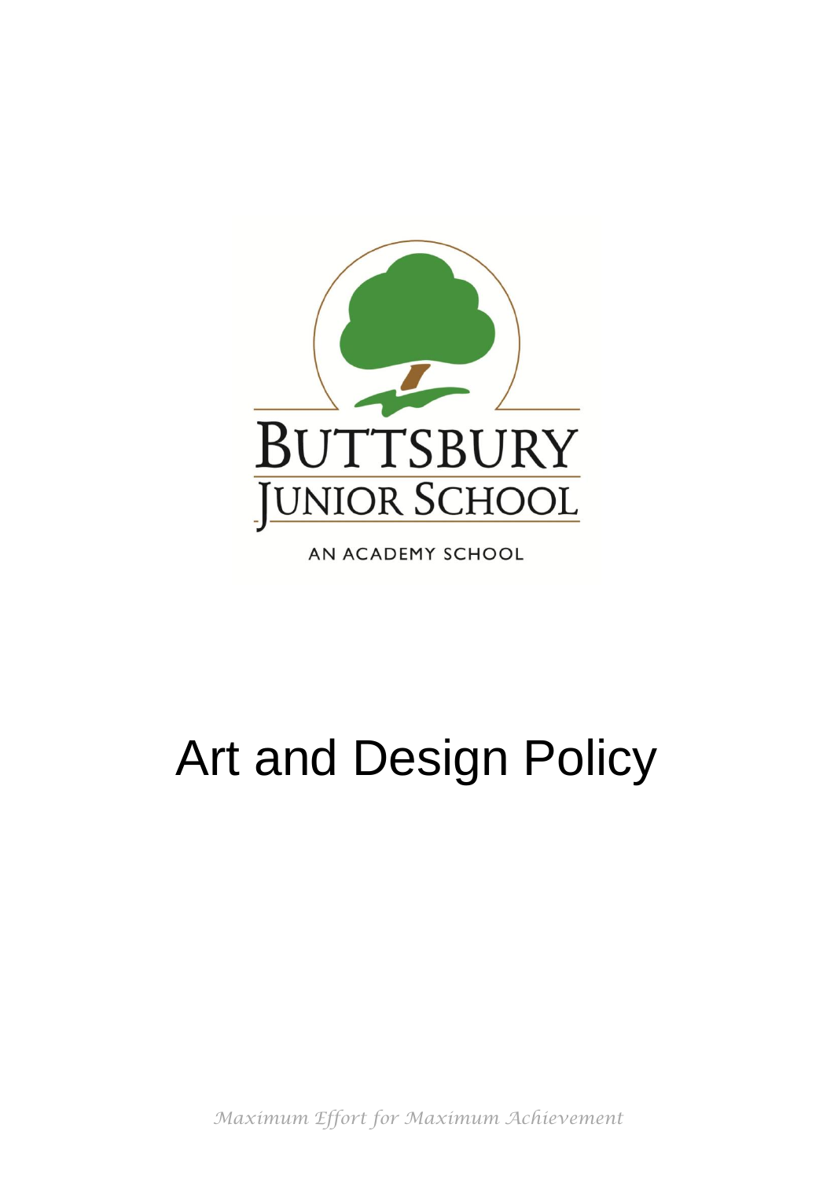BUTTSBURY JUNIOR SCHOOL

AN ACADEMY SCHOOL

# Art and Design Policy

*Maximum Effort for Maximum Achievement*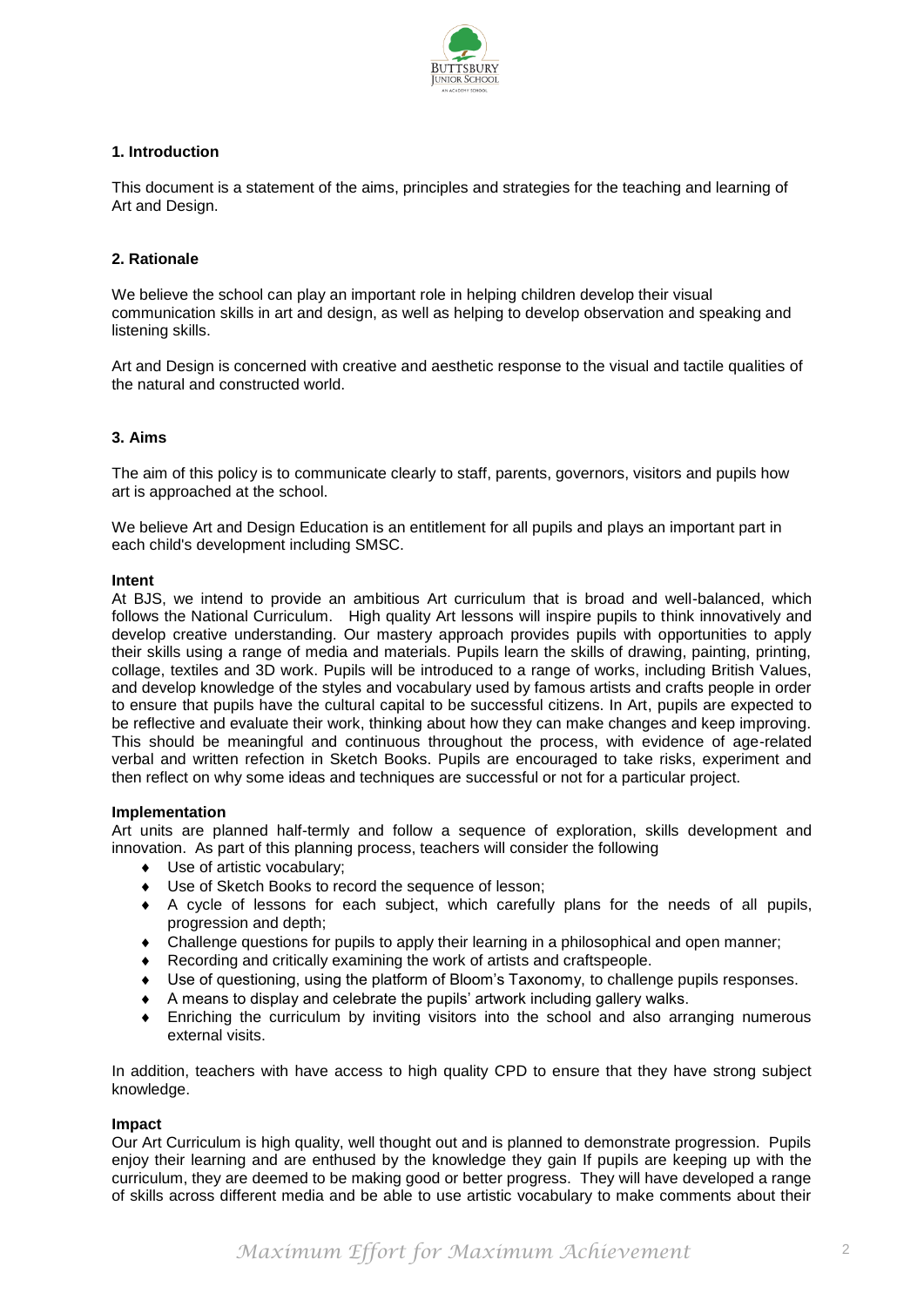## 1. Introduction

This document is a statement of the aims, principles and strategies for the teaching and learning of Art and Design.

## 2. Rationale

We believe the school can play an important role in helping children develop their visual communication skills in art and design, as well as helping to develop observation and speaking and listening skills.

Art and Design is concerned with creative and aesthetic response to the visual and tactile qualities of the natural and constructed world.

## 3. Aims

The aim of this policy is to communicate clearly to staff, parents, governors, visitors and pupils how art is approached at the school.

We believe Art and Design Education is an entitlement for all pupils and plays an important part in each child's development including SMSC.

### Intent

At BJS, we intend to provide an ambitious Art curriculum that is broad and well-balanced, which follows the National Curriculum. High quality Art lessons will inspire pupils to think innovatively and develop creative understanding. Our mastery approach provides pupils with opportunities to apply their skills using a range of media and materials. Pupils learn the skills of drawing, painting, printing, collage, textiles and 3D work. Pupils will be introduced to a range of works, including British Values, and develop knowledge of the styles and vocabulary used by famous artists and crafts people in order to ensure that pupils have the cultural capital to be successful citizens. In Art, pupils are expected to be reflective and evaluate their work, thinking about how they can make changes and keep improving. This should be meaningful and continuous throughout the process, with evidence of age-related verbal and written refection in Sketch Books. Pupils are encouraged to take risks, experiment and then reflect on why some ideas and techniques are successful or not for a particular project.

### Implementation

Art units are planned half-termly and follow a sequence of exploration, skills development and innovation. As part of this planning process, teachers will consider the following

- Use of artistic vocabulary;
- Use of Sketch Books to record the sequence of lesson;
- A cycle of lessons for each subject, which carefully plans for the needs of all pupils, progression and depth;
- Challenge questions for pupils to apply their learning in a philosophical and open manner;
- Recording and critically examining the work of artists and craftspeople.
- Use of questioning, using the platform of Bloom's Taxonomy, to challenge pupils responses.
- A means to display and celebrate the pupils' artwork including gallery walks.
- Enriching the curriculum by inviting visitors into the school and also arranging numerous external visits.

In addition, teachers with have access to high quality CPD to ensure that they have strong subject knowledge.

### Impact

Our Art Curriculum is high quality, well thought out and is planned to demonstrate progression. Pupils enjoy their learning and are enthused by the knowledge they gain If pupils are keeping up with the curriculum, they are deemed to be making good or better progress. They will have developed a range of skills across different media and be able to use artistic vocabulary to make comments about their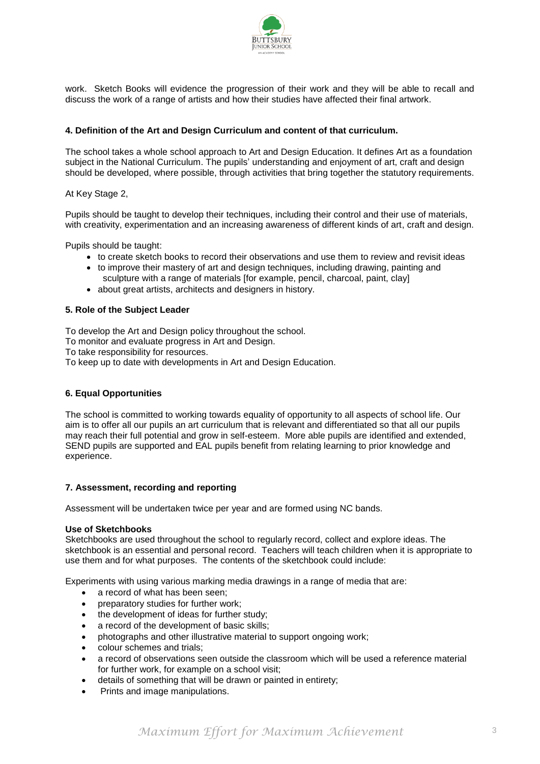work. Sketch Books will evidence the progression of their work and they will be able to recall and discuss the work of a range of artists and how their studies have affected their final artwork.

**4. Definition of the Art and Design Curriculum and content of that curriculum.**

The school takes a whole school approach to Art and Design Education. It defines Art as a foundation subject in the National Curriculum. The pupils' understanding and enjoyment of art, craft and design should be developed, where possible, through activities that bring together the statutory requirements.

At Key Stage 2,

Pupils should be taught to develop their techniques, including their control and their use of materials, with creativity, experimentation and an increasing awareness of different kinds of art, craft and design.

Pupils should be taught:

- to create sketch books to record their observations and use them to review and revisit ideas
- to improve their mastery of art and design techniques, including drawing, painting and sculpture with a range of materials [for example, pencil, charcoal, paint, clay]
- about great artists, architects and designers in history.

**5. Role of the Subject Leader**

To develop the Art and Design policy throughout the school.
To monitor and evaluate progress in Art and Design.
To take responsibility for resources.
To keep up to date with developments in Art and Design Education.

**6. Equal Opportunities**

The school is committed to working towards equality of opportunity to all aspects of school life. Our aim is to offer all our pupils an art curriculum that is relevant and differentiated so that all our pupils may reach their full potential and grow in self-esteem. More able pupils are identified and extended, SEND pupils are supported and EAL pupils benefit from relating learning to prior knowledge and experience.

**7. Assessment, recording and reporting**

Assessment will be undertaken twice per year and are formed using NC bands.

**Use of Sketchbooks**
Sketchbooks are used throughout the school to regularly record, collect and explore ideas. The sketchbook is an essential and personal record. Teachers will teach children when it is appropriate to use them and for what purposes. The contents of the sketchbook could include:

Experiments with using various marking media drawings in a range of media that are:

- a record of what has been seen;
- preparatory studies for further work;
- the development of ideas for further study;
- a record of the development of basic skills;
- photographs and other illustrative material to support ongoing work;
- colour schemes and trials;
- a record of observations seen outside the classroom which will be used a reference material for further work, for example on a school visit;
- details of something that will be drawn or painted in entirety;
- Prints and image manipulations.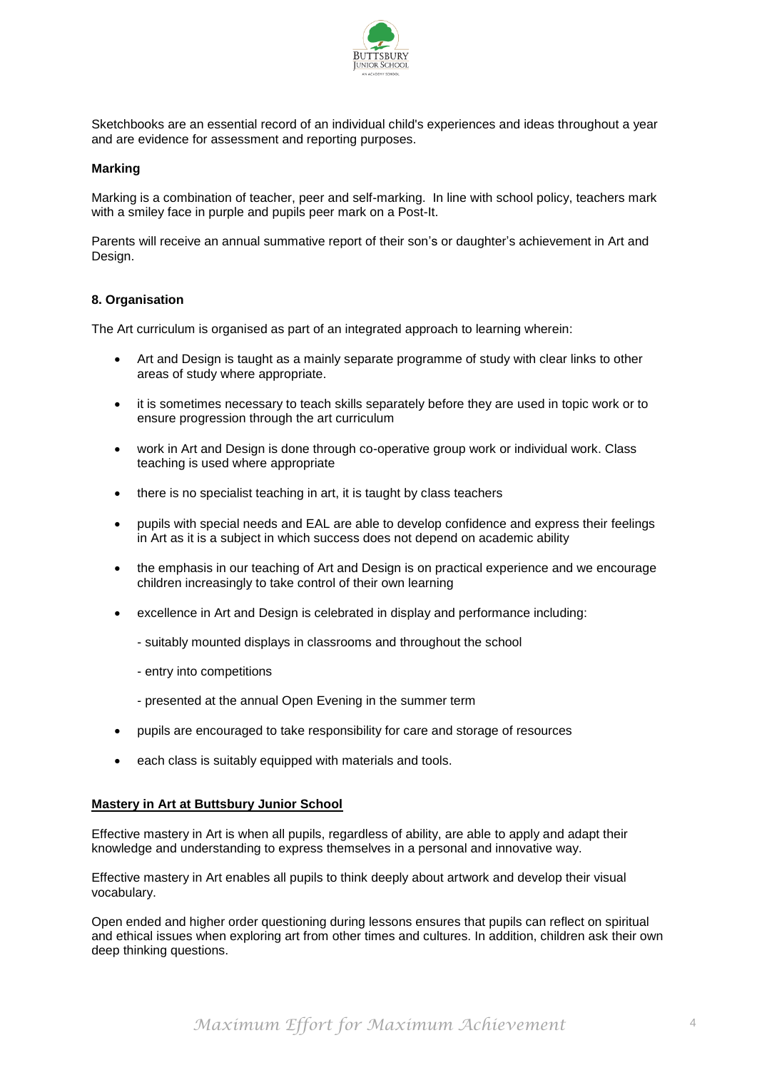Sketchbooks are an essential record of an individual child's experiences and ideas throughout a year and are evidence for assessment and reporting purposes.

**Marking**

Marking is a combination of teacher, peer and self-marking. In line with school policy, teachers mark with a smiley face in purple and pupils peer mark on a Post-It.

Parents will receive an annual summative report of their son's or daughter's achievement in Art and Design.

**8. Organisation**

The Art curriculum is organised as part of an integrated approach to learning wherein:

- Art and Design is taught as a mainly separate programme of study with clear links to other areas of study where appropriate.
- it is sometimes necessary to teach skills separately before they are used in topic work or to ensure progression through the art curriculum
- work in Art and Design is done through co-operative group work or individual work. Class teaching is used where appropriate
- there is no specialist teaching in art, it is taught by class teachers
- pupils with special needs and EAL are able to develop confidence and express their feelings in Art as it is a subject in which success does not depend on academic ability
- the emphasis in our teaching of Art and Design is on practical experience and we encourage children increasingly to take control of their own learning
- excellence in Art and Design is celebrated in display and performance including:
  - suitably mounted displays in classrooms and throughout the school
  - entry into competitions
  - presented at the annual Open Evening in the summer term
- pupils are encouraged to take responsibility for care and storage of resources
- each class is suitably equipped with materials and tools.

**Mastery in Art at Buttsbury Junior School**

Effective mastery in Art is when all pupils, regardless of ability, are able to apply and adapt their knowledge and understanding to express themselves in a personal and innovative way.

Effective mastery in Art enables all pupils to think deeply about artwork and develop their visual vocabulary.

Open ended and higher order questioning during lessons ensures that pupils can reflect on spiritual and ethical issues when exploring art from other times and cultures. In addition, children ask their own deep thinking questions.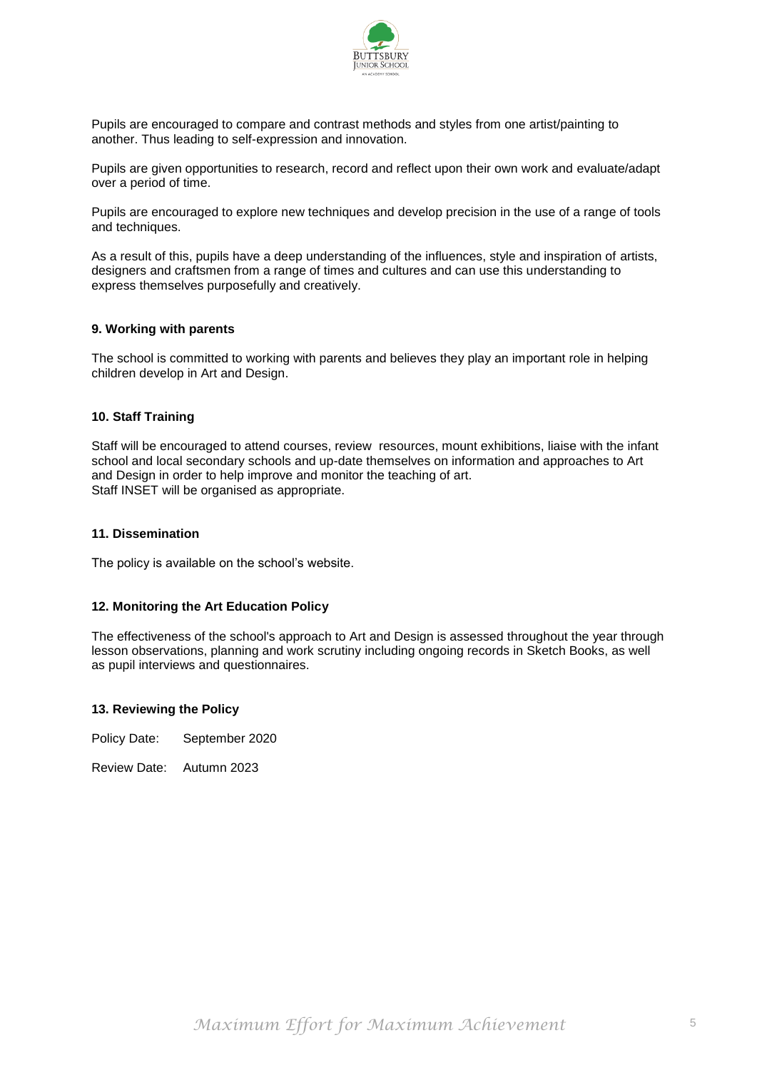Pupils are encouraged to compare and contrast methods and styles from one artist/painting to another. Thus leading to self-expression and innovation.

Pupils are given opportunities to research, record and reflect upon their own work and evaluate/adapt over a period of time.

Pupils are encouraged to explore new techniques and develop precision in the use of a range of tools and techniques.

As a result of this, pupils have a deep understanding of the influences, style and inspiration of artists, designers and craftsmen from a range of times and cultures and can use this understanding to express themselves purposefully and creatively.

**9. Working with parents**

The school is committed to working with parents and believes they play an important role in helping children develop in Art and Design.

**10. Staff Training**

Staff will be encouraged to attend courses, review resources, mount exhibitions, liaise with the infant school and local secondary schools and up-date themselves on information and approaches to Art and Design in order to help improve and monitor the teaching of art.
Staff INSET will be organised as appropriate.

**11. Dissemination**

The policy is available on the school's website.

**12. Monitoring the Art Education Policy**

The effectiveness of the school's approach to Art and Design is assessed throughout the year through lesson observations, planning and work scrutiny including ongoing records in Sketch Books, as well as pupil interviews and questionnaires.

**13. Reviewing the Policy**

Policy Date: September 2020

Review Date: Autumn 2023